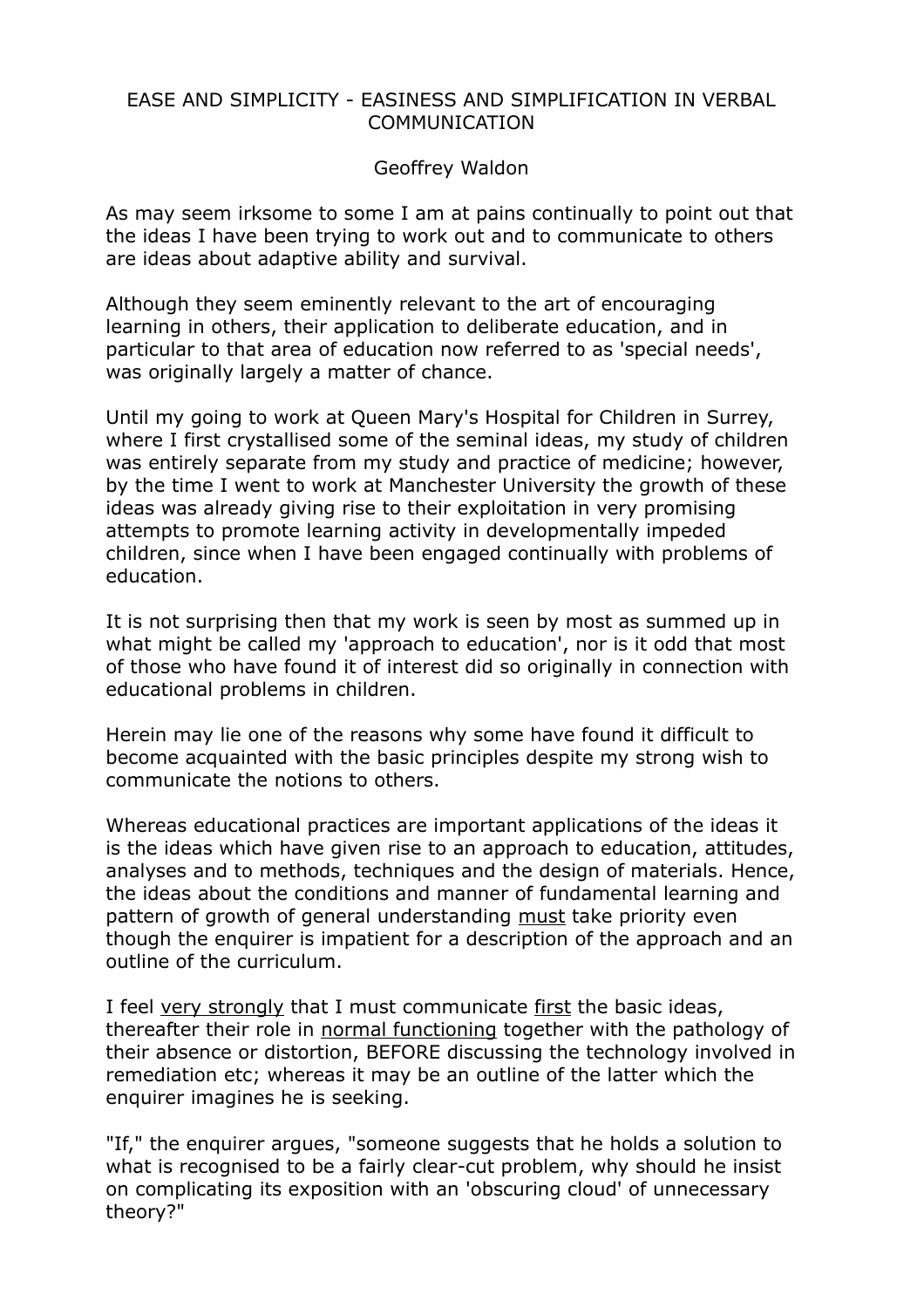# EASE AND SIMPLICITY - EASINESS AND SIMPLIFICATION IN VERBAL COMMUNICATION

Geoffrey Waldon

As may seem irksome to some I am at pains continually to point out that the ideas I have been trying to work out and to communicate to others are ideas about adaptive ability and survival.

Although they seem eminently relevant to the art of encouraging learning in others, their application to deliberate education, and in particular to that area of education now referred to as 'special needs', was originally largely a matter of chance.

Until my going to work at Queen Mary's Hospital for Children in Surrey, where I first crystallised some of the seminal ideas, my study of children was entirely separate from my study and practice of medicine; however, by the time I went to work at Manchester University the growth of these ideas was already giving rise to their exploitation in very promising attempts to promote learning activity in developmentally impeded children, since when I have been engaged continually with problems of education.

It is not surprising then that my work is seen by most as summed up in what might be called my 'approach to education', nor is it odd that most of those who have found it of interest did so originally in connection with educational problems in children.

Herein may lie one of the reasons why some have found it difficult to become acquainted with the basic principles despite my strong wish to communicate the notions to others.

Whereas educational practices are important applications of the ideas it is the ideas which have given rise to an approach to education, attitudes, analyses and to methods, techniques and the design of materials. Hence, the ideas about the conditions and manner of fundamental learning and pattern of growth of general understanding <u>must</u> take priority even though the enquirer is impatient for a description of the approach and an outline of the curriculum.

I feel <u>very strongly</u> that I must communicate <u>first</u> the basic ideas, thereafter their role in <u>normal functioning</u> together with the pathology of their absence or distortion, BEFORE discussing the technology involved in remediation etc; whereas it may be an outline of the latter which the enquirer imagines he is seeking.

"If," the enquirer argues, "someone suggests that he holds a solution to what is recognised to be a fairly clear-cut problem, why should he insist on complicating its exposition with an 'obscuring cloud' of unnecessary theory?"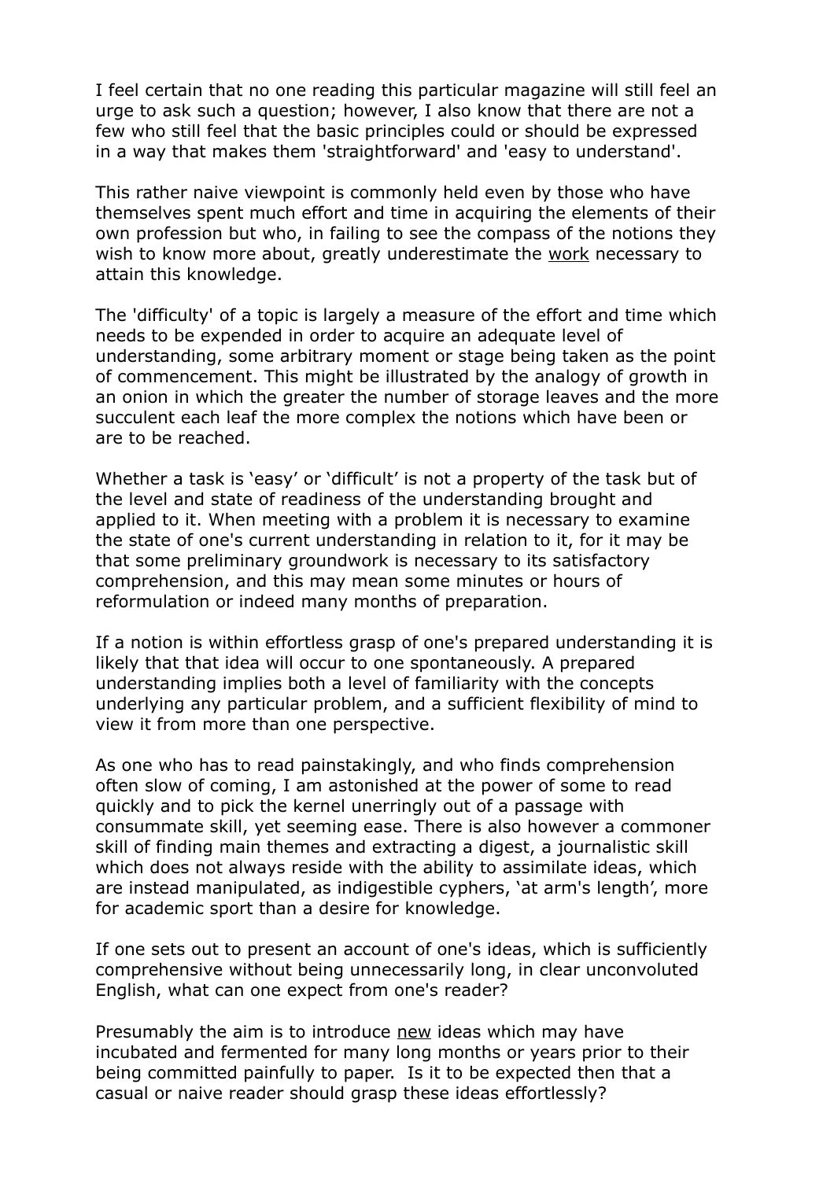I feel certain that no one reading this particular magazine will still feel an urge to ask such a question; however, I also know that there are not a few who still feel that the basic principles could or should be expressed in a way that makes them 'straightforward' and 'easy to understand'.

This rather naive viewpoint is commonly held even by those who have themselves spent much effort and time in acquiring the elements of their own profession but who, in failing to see the compass of the notions they wish to know more about, greatly underestimate the <u>work</u> necessary to attain this knowledge.

The 'difficulty' of a topic is largely a measure of the effort and time which needs to be expended in order to acquire an adequate level of understanding, some arbitrary moment or stage being taken as the point of commencement. This might be illustrated by the analogy of growth in an onion in which the greater the number of storage leaves and the more succulent each leaf the more complex the notions which have been or are to be reached.

Whether a task is 'easy' or 'difficult' is not a property of the task but of the level and state of readiness of the understanding brought and applied to it. When meeting with a problem it is necessary to examine the state of one's current understanding in relation to it, for it may be that some preliminary groundwork is necessary to its satisfactory comprehension, and this may mean some minutes or hours of reformulation or indeed many months of preparation.

If a notion is within effortless grasp of one's prepared understanding it is likely that that idea will occur to one spontaneously. A prepared understanding implies both a level of familiarity with the concepts underlying any particular problem, and a sufficient flexibility of mind to view it from more than one perspective.

As one who has to read painstakingly, and who finds comprehension often slow of coming, I am astonished at the power of some to read quickly and to pick the kernel unerringly out of a passage with consummate skill, yet seeming ease. There is also however a commoner skill of finding main themes and extracting a digest, a journalistic skill which does not always reside with the ability to assimilate ideas, which are instead manipulated, as indigestible cyphers, 'at arm's length', more for academic sport than a desire for knowledge.

If one sets out to present an account of one's ideas, which is sufficiently comprehensive without being unnecessarily long, in clear unconvoluted English, what can one expect from one's reader?

Presumably the aim is to introduce <u>new</u> ideas which may have incubated and fermented for many long months or years prior to their being committed painfully to paper. Is it to be expected then that a casual or naive reader should grasp these ideas effortlessly?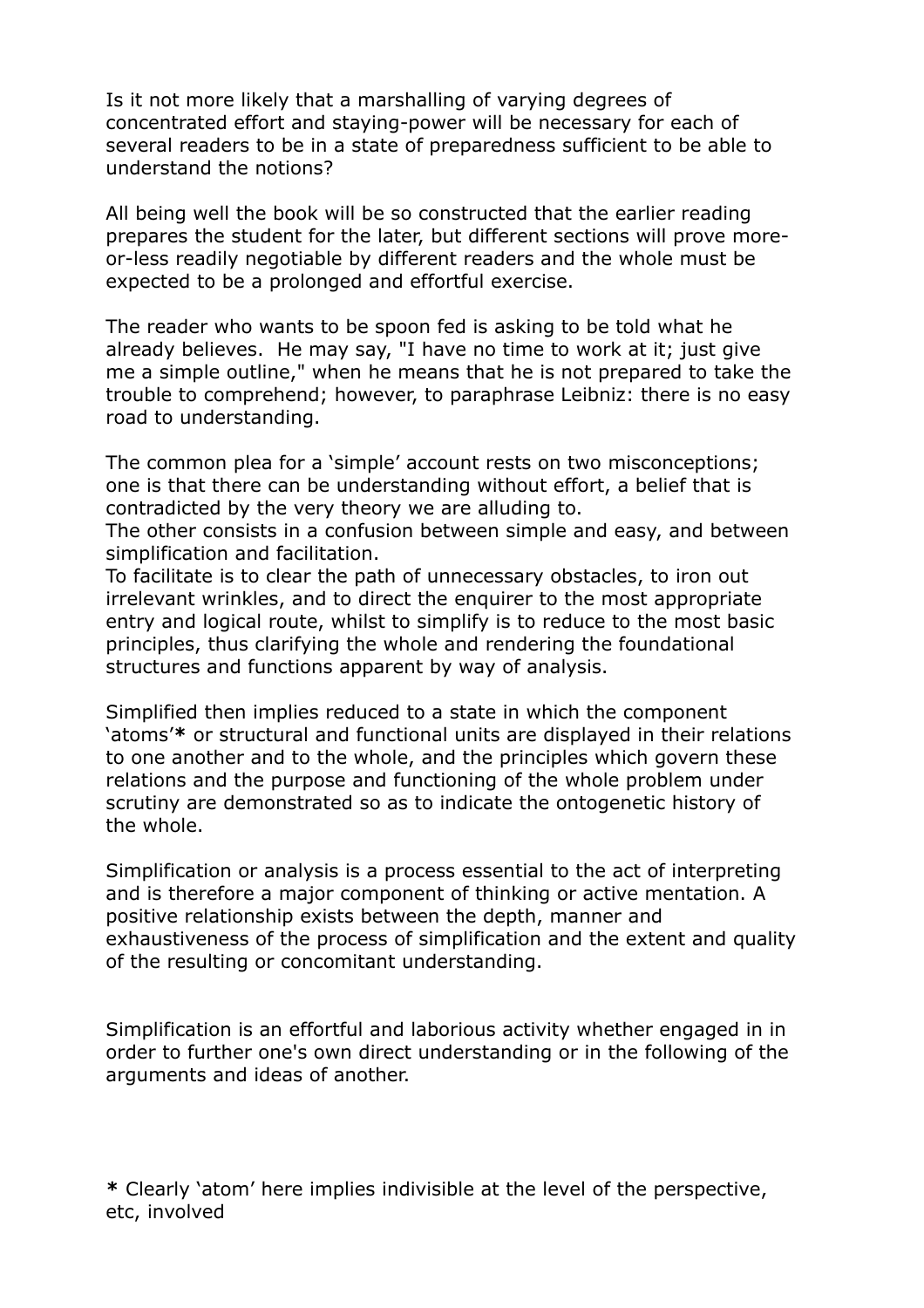Is it not more likely that a marshalling of varying degrees of concentrated effort and staying-power will be necessary for each of several readers to be in a state of preparedness sufficient to be able to understand the notions?

All being well the book will be so constructed that the earlier reading prepares the student for the later, but different sections will prove more-or-less readily negotiable by different readers and the whole must be expected to be a prolonged and effortful exercise.

The reader who wants to be spoon fed is asking to be told what he already believes. He may say, "I have no time to work at it; just give me a simple outline," when he means that he is not prepared to take the trouble to comprehend; however, to paraphrase Leibniz: there is no easy road to understanding.

The common plea for a 'simple' account rests on two misconceptions; one is that there can be understanding without effort, a belief that is contradicted by the very theory we are alluding to.
The other consists in a confusion between simple and easy, and between simplification and facilitation.
To facilitate is to clear the path of unnecessary obstacles, to iron out irrelevant wrinkles, and to direct the enquirer to the most appropriate entry and logical route, whilst to simplify is to reduce to the most basic principles, thus clarifying the whole and rendering the foundational structures and functions apparent by way of analysis.

Simplified then implies reduced to a state in which the component 'atoms'**\*** or structural and functional units are displayed in their relations to one another and to the whole, and the principles which govern these relations and the purpose and functioning of the whole problem under scrutiny are demonstrated so as to indicate the ontogenetic history of the whole.

Simplification or analysis is a process essential to the act of interpreting and is therefore a major component of thinking or active mentation. A positive relationship exists between the depth, manner and exhaustiveness of the process of simplification and the extent and quality of the resulting or concomitant understanding.

Simplification is an effortful and laborious activity whether engaged in in order to further one's own direct understanding or in the following of the arguments and ideas of another.

**\*** Clearly 'atom' here implies indivisible at the level of the perspective, etc, involved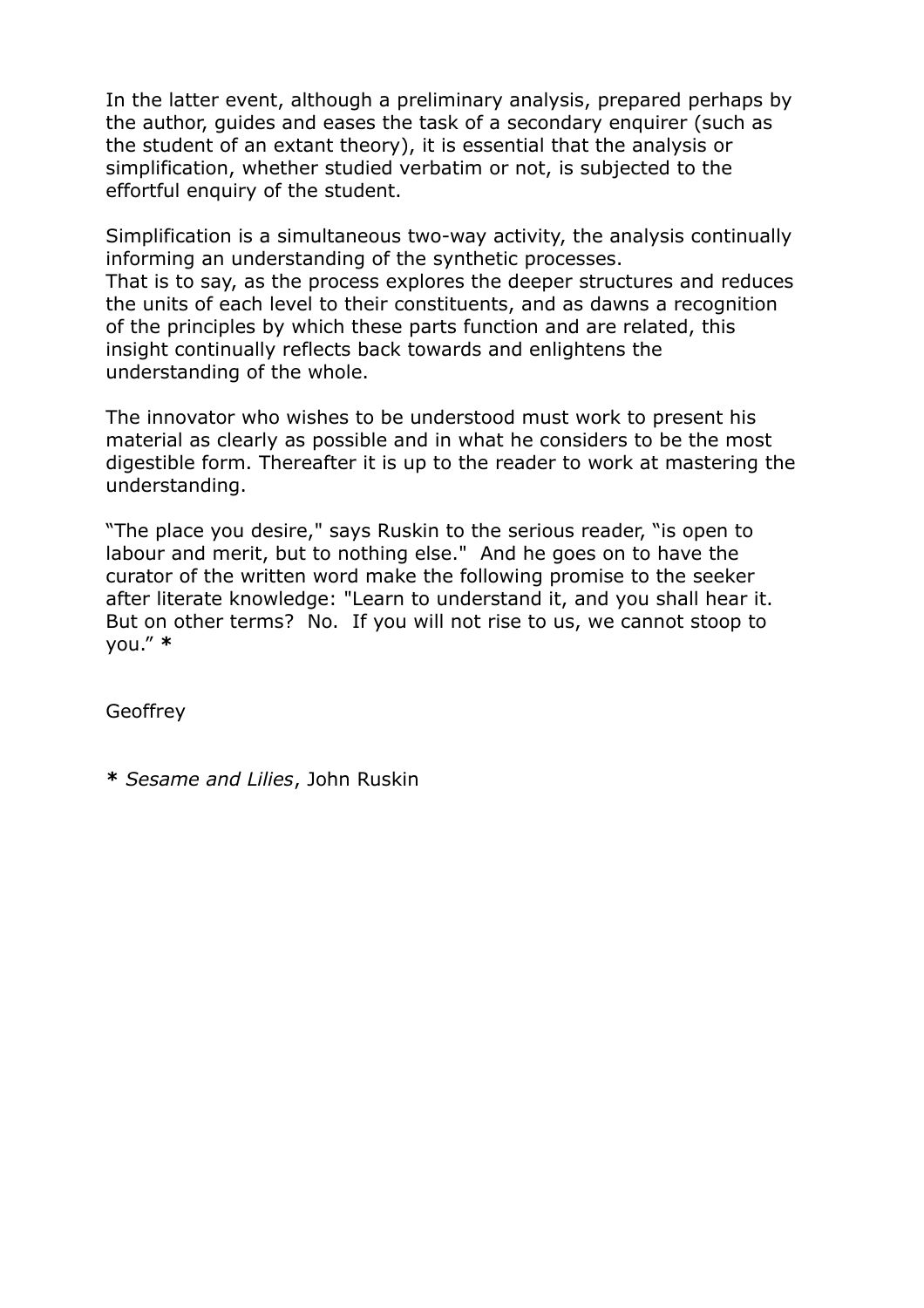In the latter event, although a preliminary analysis, prepared perhaps by the author, guides and eases the task of a secondary enquirer (such as the student of an extant theory), it is essential that the analysis or simplification, whether studied verbatim or not, is subjected to the effortful enquiry of the student.

Simplification is a simultaneous two-way activity, the analysis continually informing an understanding of the synthetic processes.
That is to say, as the process explores the deeper structures and reduces the units of each level to their constituents, and as dawns a recognition of the principles by which these parts function and are related, this insight continually reflects back towards and enlightens the understanding of the whole.

The innovator who wishes to be understood must work to present his material as clearly as possible and in what he considers to be the most digestible form. Thereafter it is up to the reader to work at mastering the understanding.

"The place you desire," says Ruskin to the serious reader, "is open to labour and merit, but to nothing else." And he goes on to have the curator of the written word make the following promise to the seeker after literate knowledge: "Learn to understand it, and you shall hear it. But on other terms? No. If you will not rise to us, we cannot stoop to you." **\***

Geoffrey

**\*** *Sesame and Lilies*, John Ruskin